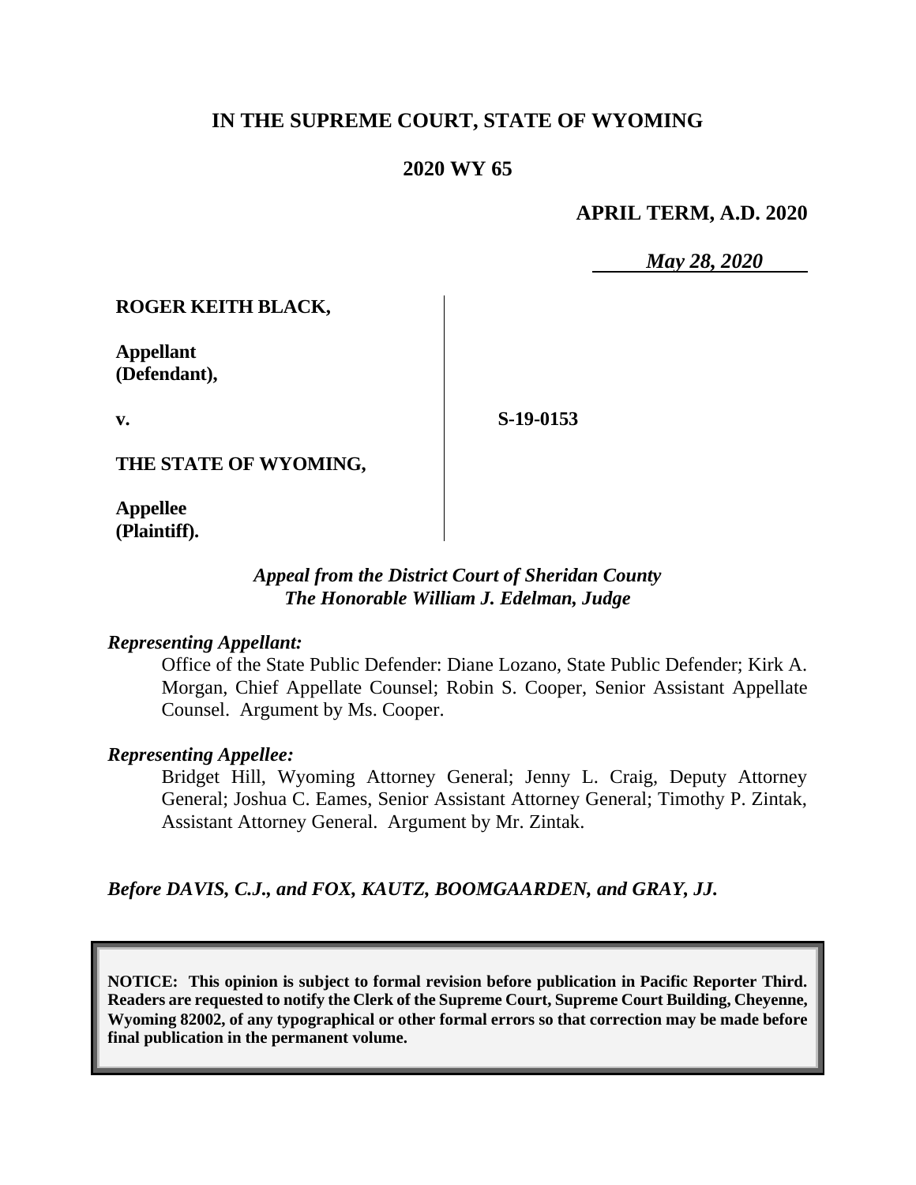# IN THE SUPREME COURT, STATE OF WYOMING

## 2020 WY 65

**APRIL TERM, A.D. 2020**

*May 28, 2020*

**ROGER KEITH BLACK,**

**Appellant (Defendant),**

**v.**

**THE STATE OF WYOMING,**

**Appellee (Plaintiff).**

**S-19-0153**

*Appeal from the District Court of Sheridan County*
*The Honorable William J. Edelman, Judge*

*Representing Appellant:*

Office of the State Public Defender: Diane Lozano, State Public Defender; Kirk A. Morgan, Chief Appellate Counsel; Robin S. Cooper, Senior Assistant Appellate Counsel. Argument by Ms. Cooper.

*Representing Appellee:*

Bridget Hill, Wyoming Attorney General; Jenny L. Craig, Deputy Attorney General; Joshua C. Eames, Senior Assistant Attorney General; Timothy P. Zintak, Assistant Attorney General. Argument by Mr. Zintak.

*Before DAVIS, C.J., and FOX, KAUTZ, BOOMGAARDEN, and GRAY, JJ.*

**NOTICE: This opinion is subject to formal revision before publication in Pacific Reporter Third. Readers are requested to notify the Clerk of the Supreme Court, Supreme Court Building, Cheyenne, Wyoming 82002, of any typographical or other formal errors so that correction may be made before final publication in the permanent volume.**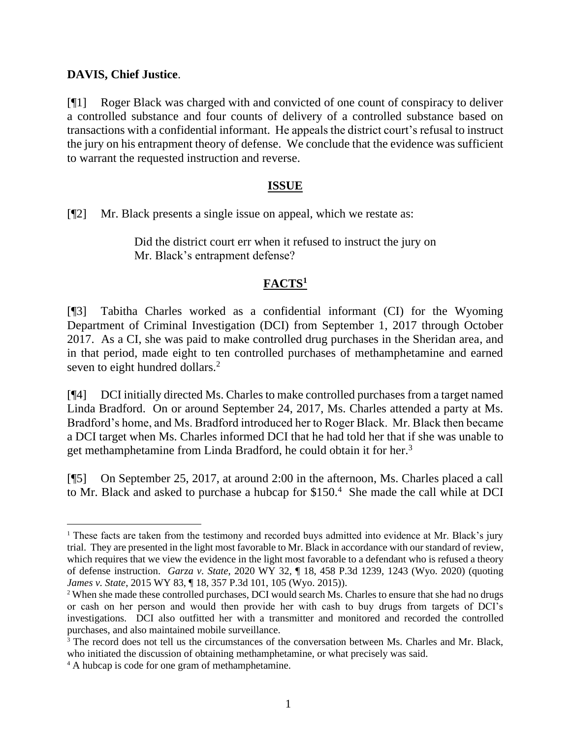**DAVIS, Chief Justice**.

[¶1] Roger Black was charged with and convicted of one count of conspiracy to deliver a controlled substance and four counts of delivery of a controlled substance based on transactions with a confidential informant. He appeals the district court's refusal to instruct the jury on his entrapment theory of defense. We conclude that the evidence was sufficient to warrant the requested instruction and reverse.

## ISSUE

[¶2] Mr. Black presents a single issue on appeal, which we restate as:

> Did the district court err when it refused to instruct the jury on Mr. Black's entrapment defense?

## FACTS[1]

[¶3] Tabitha Charles worked as a confidential informant (CI) for the Wyoming Department of Criminal Investigation (DCI) from September 1, 2017 through October 2017. As a CI, she was paid to make controlled drug purchases in the Sheridan area, and in that period, made eight to ten controlled purchases of methamphetamine and earned seven to eight hundred dollars.[2]

[¶4] DCI initially directed Ms. Charles to make controlled purchases from a target named Linda Bradford. On or around September 24, 2017, Ms. Charles attended a party at Ms. Bradford's home, and Ms. Bradford introduced her to Roger Black. Mr. Black then became a DCI target when Ms. Charles informed DCI that he had told her that if she was unable to get methamphetamine from Linda Bradford, he could obtain it for her.[3]

[¶5] On September 25, 2017, at around 2:00 in the afternoon, Ms. Charles placed a call to Mr. Black and asked to purchase a hubcap for $150.[4] She made the call while at DCI

---

[1] These facts are taken from the testimony and recorded buys admitted into evidence at Mr. Black's jury trial. They are presented in the light most favorable to Mr. Black in accordance with our standard of review, which requires that we view the evidence in the light most favorable to a defendant who is refused a theory of defense instruction. *Garza v. State*, 2020 WY 32, ¶ 18, 458 P.3d 1239, 1243 (Wyo. 2020) (quoting *James v. State*, 2015 WY 83, ¶ 18, 357 P.3d 101, 105 (Wyo. 2015)).

[2] When she made these controlled purchases, DCI would search Ms. Charles to ensure that she had no drugs or cash on her person and would then provide her with cash to buy drugs from targets of DCI's investigations. DCI also outfitted her with a transmitter and monitored and recorded the controlled purchases, and also maintained mobile surveillance.

[3] The record does not tell us the circumstances of the conversation between Ms. Charles and Mr. Black, who initiated the discussion of obtaining methamphetamine, or what precisely was said.

[4] A hubcap is code for one gram of methamphetamine.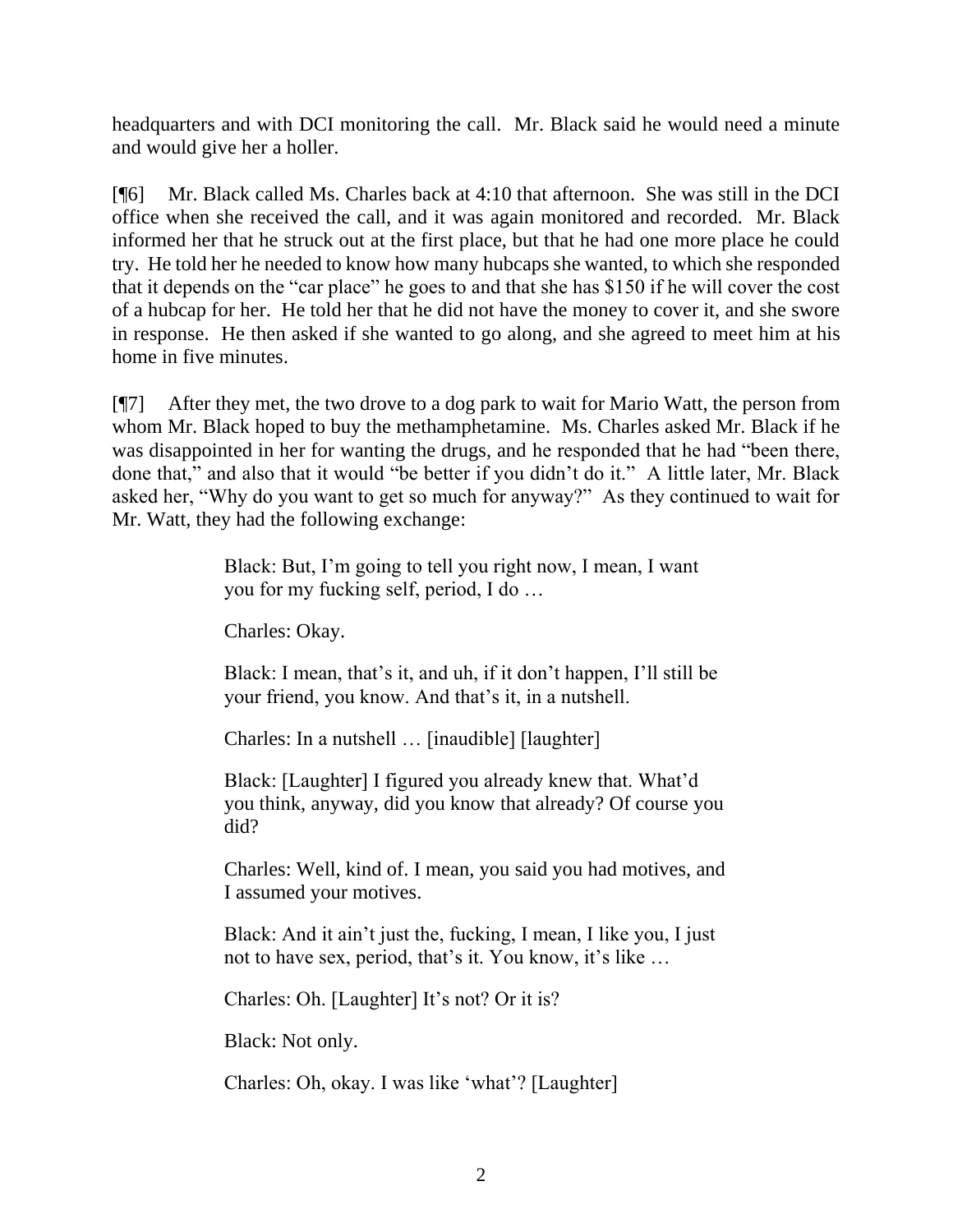headquarters and with DCI monitoring the call. Mr. Black said he would need a minute and would give her a holler.

[¶6] Mr. Black called Ms. Charles back at 4:10 that afternoon. She was still in the DCI office when she received the call, and it was again monitored and recorded. Mr. Black informed her that he struck out at the first place, but that he had one more place he could try. He told her he needed to know how many hubcaps she wanted, to which she responded that it depends on the "car place" he goes to and that she has $150 if he will cover the cost of a hubcap for her. He told her that he did not have the money to cover it, and she swore in response. He then asked if she wanted to go along, and she agreed to meet him at his home in five minutes.

[¶7] After they met, the two drove to a dog park to wait for Mario Watt, the person from whom Mr. Black hoped to buy the methamphetamine. Ms. Charles asked Mr. Black if he was disappointed in her for wanting the drugs, and he responded that he had "been there, done that," and also that it would "be better if you didn't do it." A little later, Mr. Black asked her, "Why do you want to get so much for anyway?" As they continued to wait for Mr. Watt, they had the following exchange:

> Black: But, I'm going to tell you right now, I mean, I want you for my fucking self, period, I do …
>
> Charles: Okay.
>
> Black: I mean, that's it, and uh, if it don't happen, I'll still be your friend, you know. And that's it, in a nutshell.
>
> Charles: In a nutshell … [inaudible] [laughter]
>
> Black: [Laughter] I figured you already knew that. What'd you think, anyway, did you know that already? Of course you did?
>
> Charles: Well, kind of. I mean, you said you had motives, and I assumed your motives.
>
> Black: And it ain't just the, fucking, I mean, I like you, I just not to have sex, period, that's it. You know, it's like …
>
> Charles: Oh. [Laughter] It's not? Or it is?
>
> Black: Not only.
>
> Charles: Oh, okay. I was like 'what'? [Laughter]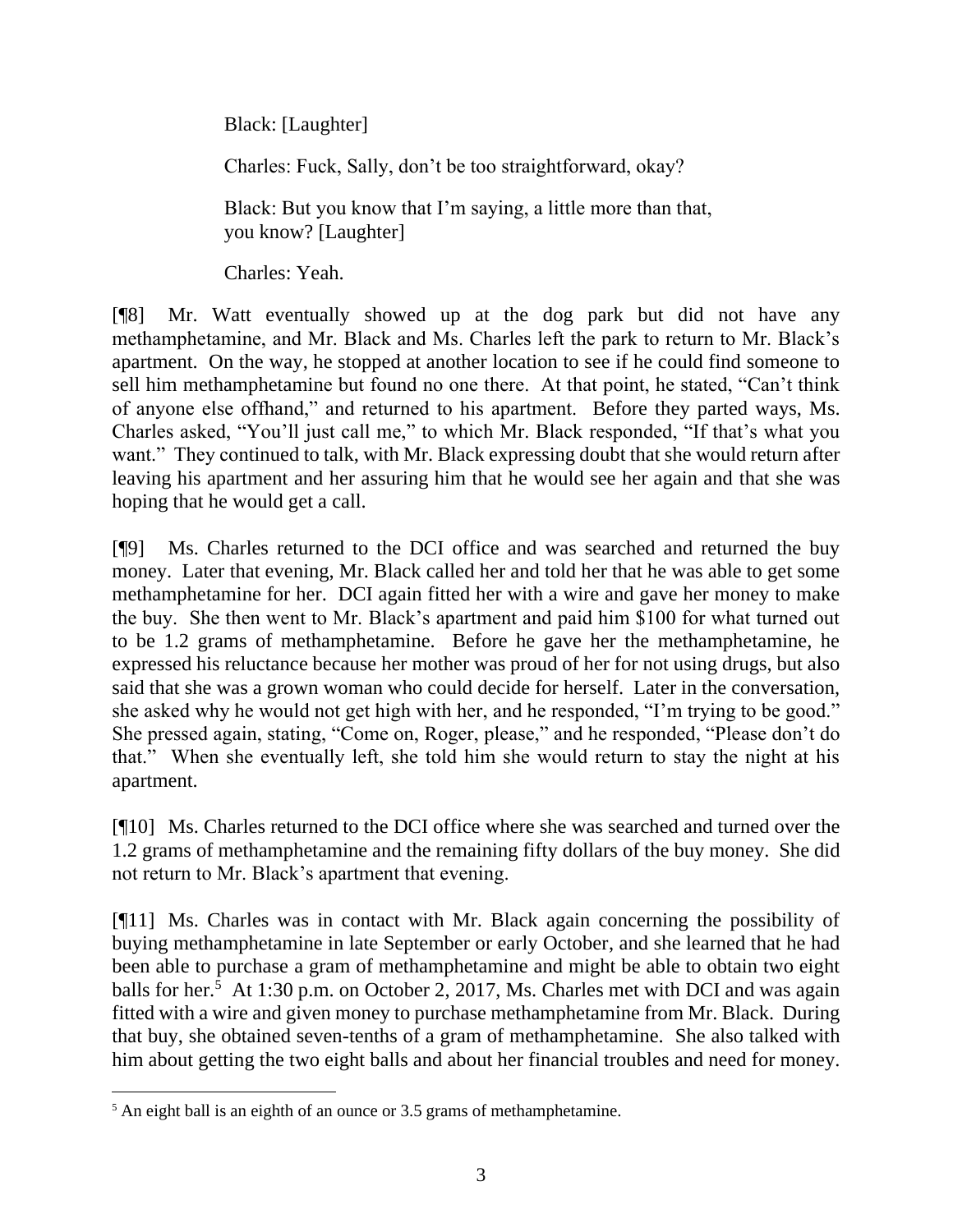Black: [Laughter]

Charles: Fuck, Sally, don't be too straightforward, okay?

Black: But you know that I'm saying, a little more than that, you know? [Laughter]

Charles: Yeah.

[¶8] Mr. Watt eventually showed up at the dog park but did not have any methamphetamine, and Mr. Black and Ms. Charles left the park to return to Mr. Black's apartment. On the way, he stopped at another location to see if he could find someone to sell him methamphetamine but found no one there. At that point, he stated, "Can't think of anyone else offhand," and returned to his apartment. Before they parted ways, Ms. Charles asked, "You'll just call me," to which Mr. Black responded, "If that's what you want." They continued to talk, with Mr. Black expressing doubt that she would return after leaving his apartment and her assuring him that he would see her again and that she was hoping that he would get a call.

[¶9] Ms. Charles returned to the DCI office and was searched and returned the buy money. Later that evening, Mr. Black called her and told her that he was able to get some methamphetamine for her. DCI again fitted her with a wire and gave her money to make the buy. She then went to Mr. Black's apartment and paid him $100 for what turned out to be 1.2 grams of methamphetamine. Before he gave her the methamphetamine, he expressed his reluctance because her mother was proud of her for not using drugs, but also said that she was a grown woman who could decide for herself. Later in the conversation, she asked why he would not get high with her, and he responded, "I'm trying to be good." She pressed again, stating, "Come on, Roger, please," and he responded, "Please don't do that." When she eventually left, she told him she would return to stay the night at his apartment.

[¶10] Ms. Charles returned to the DCI office where she was searched and turned over the 1.2 grams of methamphetamine and the remaining fifty dollars of the buy money. She did not return to Mr. Black's apartment that evening.

[¶11] Ms. Charles was in contact with Mr. Black again concerning the possibility of buying methamphetamine in late September or early October, and she learned that he had been able to purchase a gram of methamphetamine and might be able to obtain two eight balls for her.[5] At 1:30 p.m. on October 2, 2017, Ms. Charles met with DCI and was again fitted with a wire and given money to purchase methamphetamine from Mr. Black. During that buy, she obtained seven-tenths of a gram of methamphetamine. She also talked with him about getting the two eight balls and about her financial troubles and need for money.

[5] An eight ball is an eighth of an ounce or 3.5 grams of methamphetamine.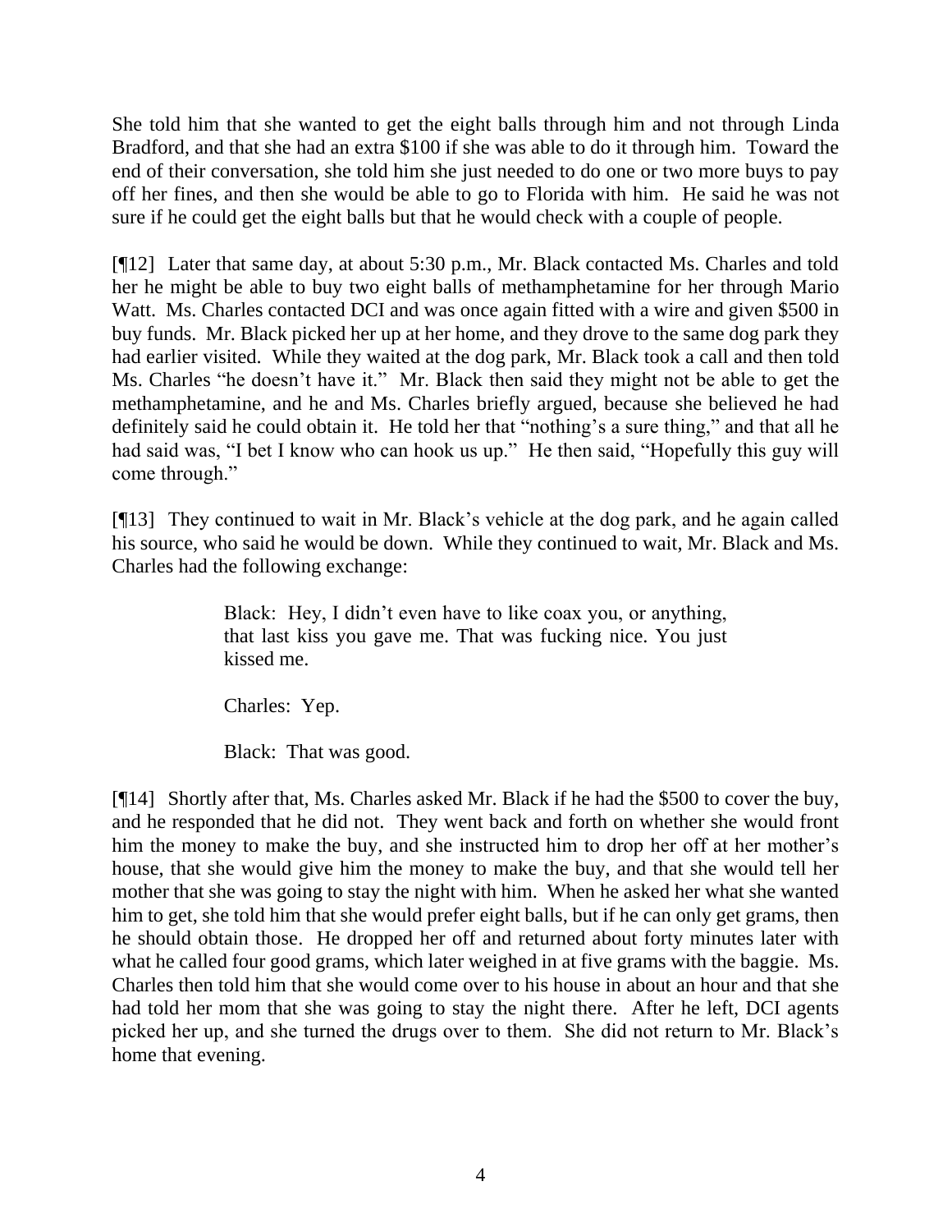She told him that she wanted to get the eight balls through him and not through Linda Bradford, and that she had an extra $100 if she was able to do it through him. Toward the end of their conversation, she told him she just needed to do one or two more buys to pay off her fines, and then she would be able to go to Florida with him. He said he was not sure if he could get the eight balls but that he would check with a couple of people.

[¶12] Later that same day, at about 5:30 p.m., Mr. Black contacted Ms. Charles and told her he might be able to buy two eight balls of methamphetamine for her through Mario Watt. Ms. Charles contacted DCI and was once again fitted with a wire and given $500 in buy funds. Mr. Black picked her up at her home, and they drove to the same dog park they had earlier visited. While they waited at the dog park, Mr. Black took a call and then told Ms. Charles "he doesn't have it." Mr. Black then said they might not be able to get the methamphetamine, and he and Ms. Charles briefly argued, because she believed he had definitely said he could obtain it. He told her that "nothing's a sure thing," and that all he had said was, "I bet I know who can hook us up." He then said, "Hopefully this guy will come through."

[¶13] They continued to wait in Mr. Black's vehicle at the dog park, and he again called his source, who said he would be down. While they continued to wait, Mr. Black and Ms. Charles had the following exchange:

> Black: Hey, I didn't even have to like coax you, or anything, that last kiss you gave me. That was fucking nice. You just kissed me.
>
> Charles: Yep.
>
> Black: That was good.

[¶14] Shortly after that, Ms. Charles asked Mr. Black if he had the $500 to cover the buy, and he responded that he did not. They went back and forth on whether she would front him the money to make the buy, and she instructed him to drop her off at her mother's house, that she would give him the money to make the buy, and that she would tell her mother that she was going to stay the night with him. When he asked her what she wanted him to get, she told him that she would prefer eight balls, but if he can only get grams, then he should obtain those. He dropped her off and returned about forty minutes later with what he called four good grams, which later weighed in at five grams with the baggie. Ms. Charles then told him that she would come over to his house in about an hour and that she had told her mom that she was going to stay the night there. After he left, DCI agents picked her up, and she turned the drugs over to them. She did not return to Mr. Black's home that evening.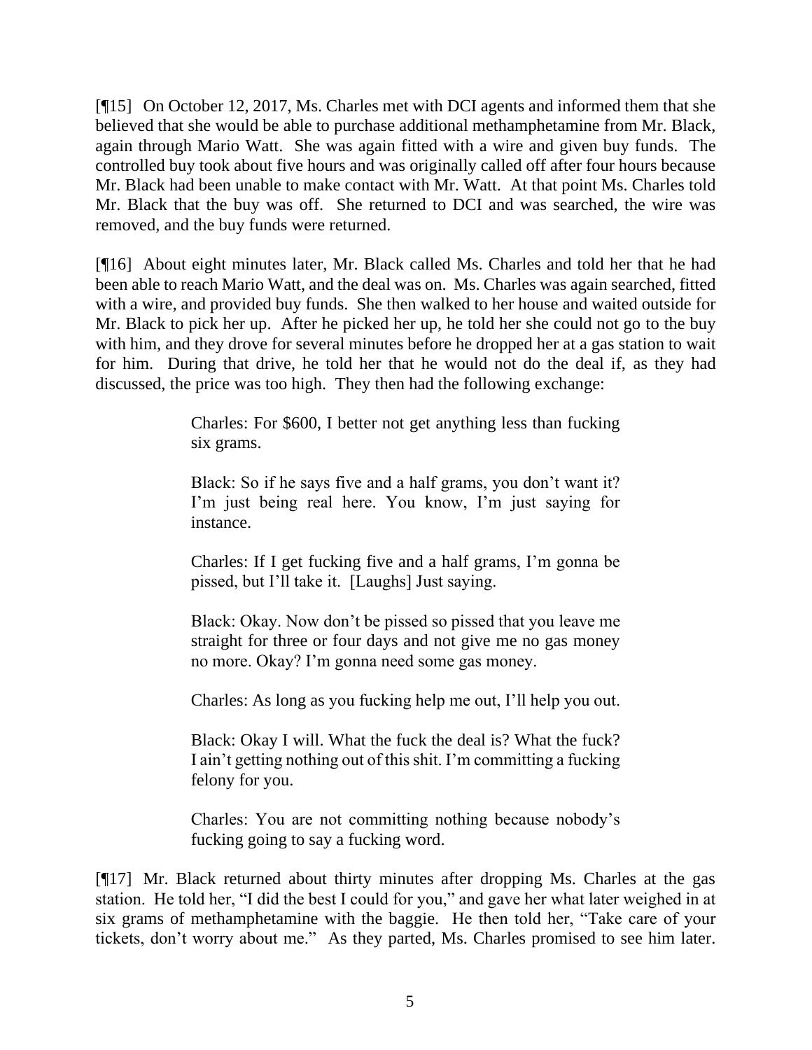[¶15] On October 12, 2017, Ms. Charles met with DCI agents and informed them that she believed that she would be able to purchase additional methamphetamine from Mr. Black, again through Mario Watt. She was again fitted with a wire and given buy funds. The controlled buy took about five hours and was originally called off after four hours because Mr. Black had been unable to make contact with Mr. Watt. At that point Ms. Charles told Mr. Black that the buy was off. She returned to DCI and was searched, the wire was removed, and the buy funds were returned.

[¶16] About eight minutes later, Mr. Black called Ms. Charles and told her that he had been able to reach Mario Watt, and the deal was on. Ms. Charles was again searched, fitted with a wire, and provided buy funds. She then walked to her house and waited outside for Mr. Black to pick her up. After he picked her up, he told her she could not go to the buy with him, and they drove for several minutes before he dropped her at a gas station to wait for him. During that drive, he told her that he would not do the deal if, as they had discussed, the price was too high. They then had the following exchange:

> Charles: For $600, I better not get anything less than fucking six grams.
>
> Black: So if he says five and a half grams, you don't want it? I'm just being real here. You know, I'm just saying for instance.
>
> Charles: If I get fucking five and a half grams, I'm gonna be pissed, but I'll take it. [Laughs] Just saying.
>
> Black: Okay. Now don't be pissed so pissed that you leave me straight for three or four days and not give me no gas money no more. Okay? I'm gonna need some gas money.
>
> Charles: As long as you fucking help me out, I'll help you out.
>
> Black: Okay I will. What the fuck the deal is? What the fuck? I ain't getting nothing out of this shit. I'm committing a fucking felony for you.
>
> Charles: You are not committing nothing because nobody's fucking going to say a fucking word.

[¶17] Mr. Black returned about thirty minutes after dropping Ms. Charles at the gas station. He told her, "I did the best I could for you," and gave her what later weighed in at six grams of methamphetamine with the baggie. He then told her, "Take care of your tickets, don't worry about me." As they parted, Ms. Charles promised to see him later.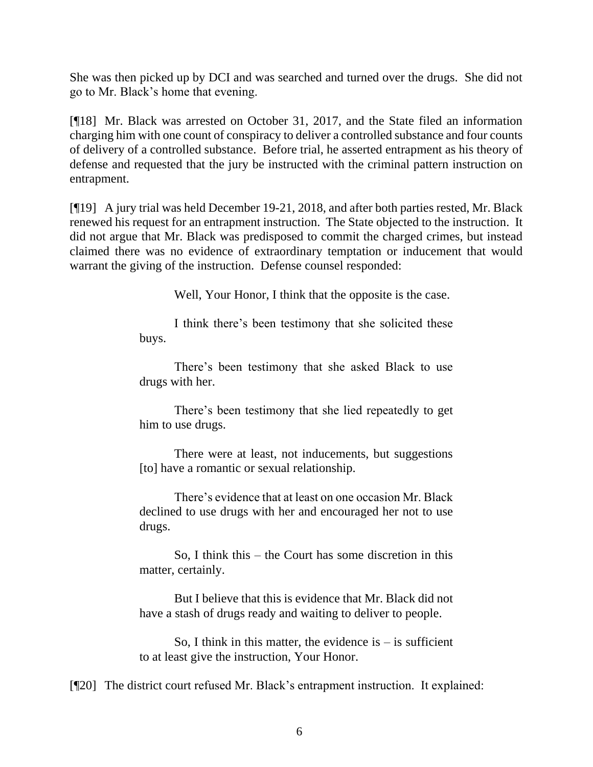She was then picked up by DCI and was searched and turned over the drugs. She did not go to Mr. Black's home that evening.

[¶18] Mr. Black was arrested on October 31, 2017, and the State filed an information charging him with one count of conspiracy to deliver a controlled substance and four counts of delivery of a controlled substance. Before trial, he asserted entrapment as his theory of defense and requested that the jury be instructed with the criminal pattern instruction on entrapment.

[¶19] A jury trial was held December 19-21, 2018, and after both parties rested, Mr. Black renewed his request for an entrapment instruction. The State objected to the instruction. It did not argue that Mr. Black was predisposed to commit the charged crimes, but instead claimed there was no evidence of extraordinary temptation or inducement that would warrant the giving of the instruction. Defense counsel responded:

> Well, Your Honor, I think that the opposite is the case.
>
> I think there's been testimony that she solicited these buys.
>
> There's been testimony that she asked Black to use drugs with her.
>
> There's been testimony that she lied repeatedly to get him to use drugs.
>
> There were at least, not inducements, but suggestions [to] have a romantic or sexual relationship.
>
> There's evidence that at least on one occasion Mr. Black declined to use drugs with her and encouraged her not to use drugs.
>
> So, I think this – the Court has some discretion in this matter, certainly.
>
> But I believe that this is evidence that Mr. Black did not have a stash of drugs ready and waiting to deliver to people.
>
> So, I think in this matter, the evidence is – is sufficient to at least give the instruction, Your Honor.

[¶20] The district court refused Mr. Black's entrapment instruction. It explained: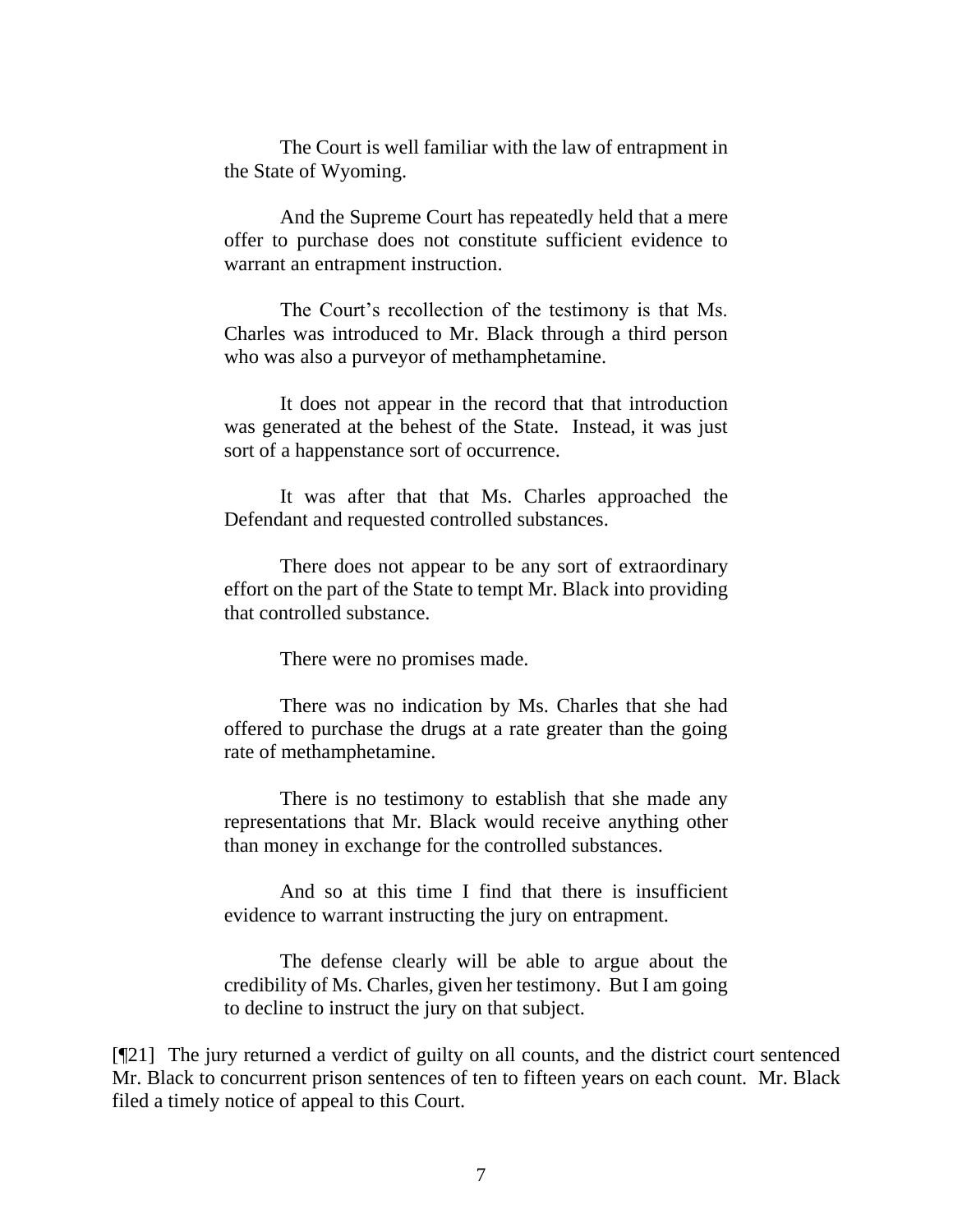The Court is well familiar with the law of entrapment in the State of Wyoming.

> And the Supreme Court has repeatedly held that a mere offer to purchase does not constitute sufficient evidence to warrant an entrapment instruction.
>
> The Court's recollection of the testimony is that Ms. Charles was introduced to Mr. Black through a third person who was also a purveyor of methamphetamine.
>
> It does not appear in the record that that introduction was generated at the behest of the State. Instead, it was just sort of a happenstance sort of occurrence.
>
> It was after that that Ms. Charles approached the Defendant and requested controlled substances.
>
> There does not appear to be any sort of extraordinary effort on the part of the State to tempt Mr. Black into providing that controlled substance.
>
> There were no promises made.
>
> There was no indication by Ms. Charles that she had offered to purchase the drugs at a rate greater than the going rate of methamphetamine.
>
> There is no testimony to establish that she made any representations that Mr. Black would receive anything other than money in exchange for the controlled substances.
>
> And so at this time I find that there is insufficient evidence to warrant instructing the jury on entrapment.
>
> The defense clearly will be able to argue about the credibility of Ms. Charles, given her testimony. But I am going to decline to instruct the jury on that subject.

[¶21] The jury returned a verdict of guilty on all counts, and the district court sentenced Mr. Black to concurrent prison sentences of ten to fifteen years on each count. Mr. Black filed a timely notice of appeal to this Court.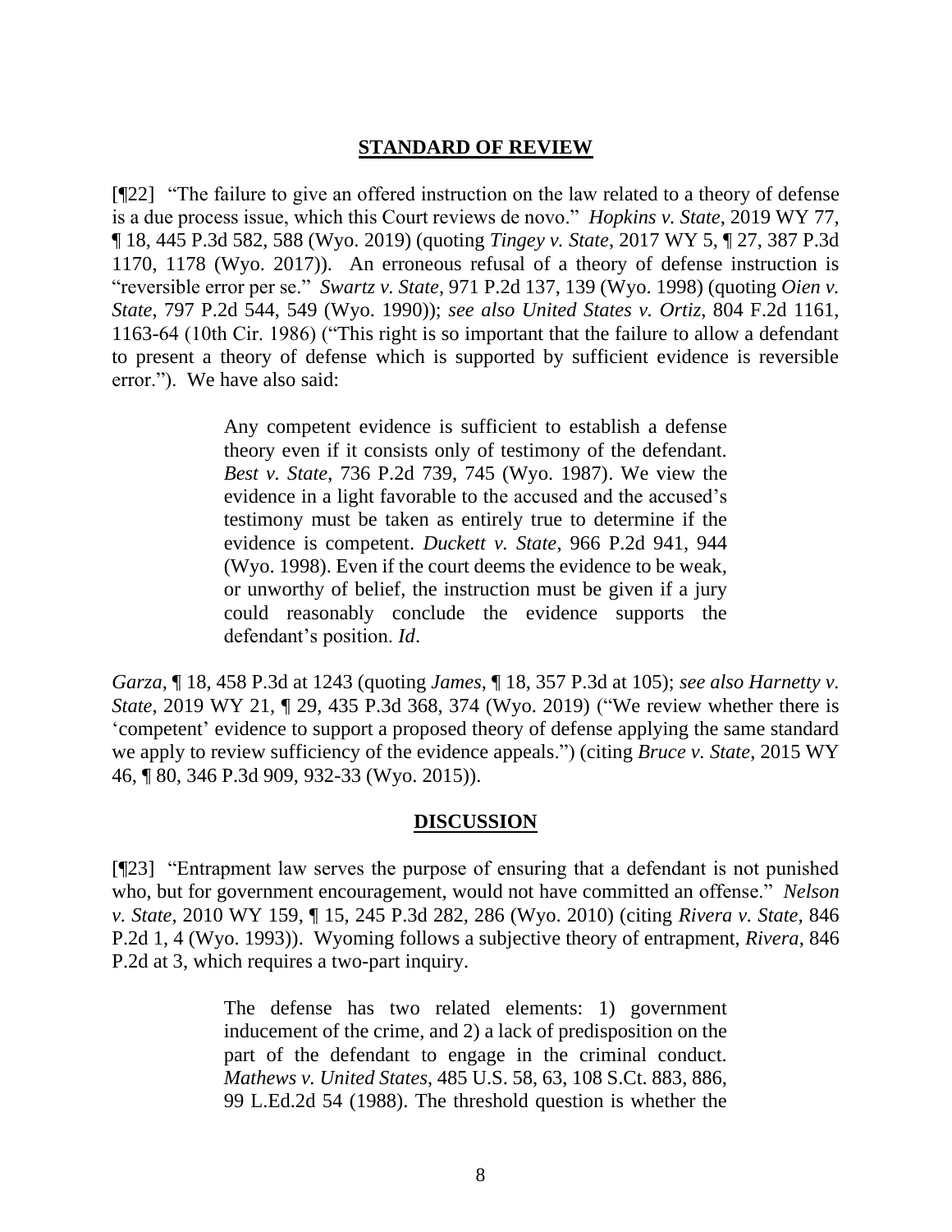## STANDARD OF REVIEW

[¶22] "The failure to give an offered instruction on the law related to a theory of defense is a due process issue, which this Court reviews de novo." *Hopkins v. State*, 2019 WY 77, ¶ 18, 445 P.3d 582, 588 (Wyo. 2019) (quoting *Tingey v. State*, 2017 WY 5, ¶ 27, 387 P.3d 1170, 1178 (Wyo. 2017)). An erroneous refusal of a theory of defense instruction is "reversible error per se." *Swartz v. State*, 971 P.2d 137, 139 (Wyo. 1998) (quoting *Oien v. State*, 797 P.2d 544, 549 (Wyo. 1990)); *see also United States v. Ortiz*, 804 F.2d 1161, 1163-64 (10th Cir. 1986) ("This right is so important that the failure to allow a defendant to present a theory of defense which is supported by sufficient evidence is reversible error."). We have also said:

> Any competent evidence is sufficient to establish a defense theory even if it consists only of testimony of the defendant. *Best v. State*, 736 P.2d 739, 745 (Wyo. 1987). We view the evidence in a light favorable to the accused and the accused's testimony must be taken as entirely true to determine if the evidence is competent. *Duckett v. State*, 966 P.2d 941, 944 (Wyo. 1998). Even if the court deems the evidence to be weak, or unworthy of belief, the instruction must be given if a jury could reasonably conclude the evidence supports the defendant's position. *Id*.

*Garza*, ¶ 18, 458 P.3d at 1243 (quoting *James*, ¶ 18, 357 P.3d at 105); *see also Harnetty v. State*, 2019 WY 21, ¶ 29, 435 P.3d 368, 374 (Wyo. 2019) ("We review whether there is 'competent' evidence to support a proposed theory of defense applying the same standard we apply to review sufficiency of the evidence appeals.") (citing *Bruce v. State*, 2015 WY 46, ¶ 80, 346 P.3d 909, 932-33 (Wyo. 2015)).

## DISCUSSION

[¶23] "Entrapment law serves the purpose of ensuring that a defendant is not punished who, but for government encouragement, would not have committed an offense." *Nelson v. State*, 2010 WY 159, ¶ 15, 245 P.3d 282, 286 (Wyo. 2010) (citing *Rivera v. State*, 846 P.2d 1, 4 (Wyo. 1993)). Wyoming follows a subjective theory of entrapment, *Rivera*, 846 P.2d at 3, which requires a two-part inquiry.

> The defense has two related elements: 1) government inducement of the crime, and 2) a lack of predisposition on the part of the defendant to engage in the criminal conduct. *Mathews v. United States*, 485 U.S. 58, 63, 108 S.Ct. 883, 886, 99 L.Ed.2d 54 (1988). The threshold question is whether the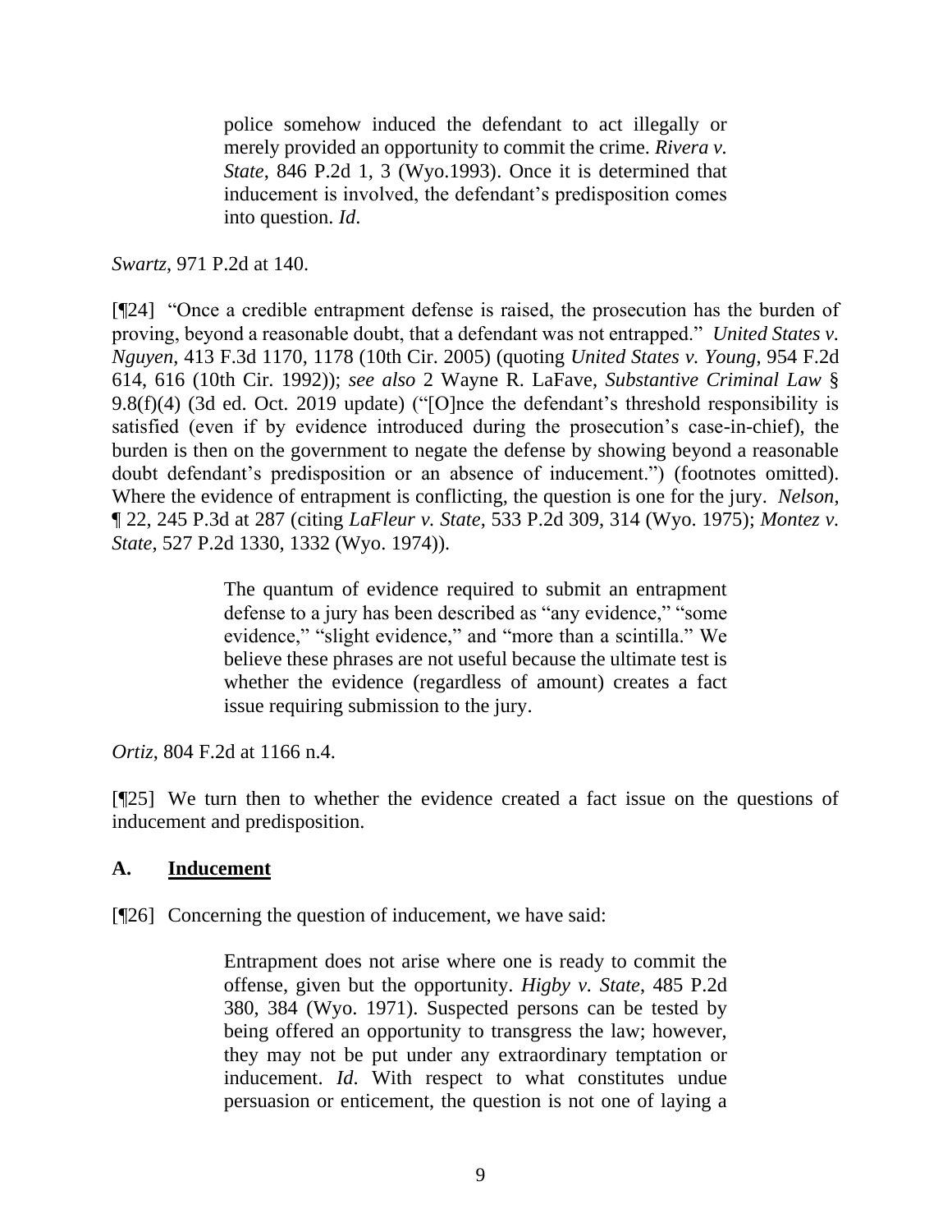> police somehow induced the defendant to act illegally or merely provided an opportunity to commit the crime. *Rivera v. State*, 846 P.2d 1, 3 (Wyo.1993). Once it is determined that inducement is involved, the defendant's predisposition comes into question. *Id*.

*Swartz*, 971 P.2d at 140.

[¶24] "Once a credible entrapment defense is raised, the prosecution has the burden of proving, beyond a reasonable doubt, that a defendant was not entrapped." *United States v. Nguyen*, 413 F.3d 1170, 1178 (10th Cir. 2005) (quoting *United States v. Young*, 954 F.2d 614, 616 (10th Cir. 1992)); *see also* 2 Wayne R. LaFave, *Substantive Criminal Law* § 9.8(f)(4) (3d ed. Oct. 2019 update) ("[O]nce the defendant's threshold responsibility is satisfied (even if by evidence introduced during the prosecution's case-in-chief), the burden is then on the government to negate the defense by showing beyond a reasonable doubt defendant's predisposition or an absence of inducement.") (footnotes omitted). Where the evidence of entrapment is conflicting, the question is one for the jury. *Nelson*, ¶ 22, 245 P.3d at 287 (citing *LaFleur v. State*, 533 P.2d 309, 314 (Wyo. 1975); *Montez v. State*, 527 P.2d 1330, 1332 (Wyo. 1974)).

> The quantum of evidence required to submit an entrapment defense to a jury has been described as "any evidence," "some evidence," "slight evidence," and "more than a scintilla." We believe these phrases are not useful because the ultimate test is whether the evidence (regardless of amount) creates a fact issue requiring submission to the jury.

*Ortiz*, 804 F.2d at 1166 n.4.

[¶25] We turn then to whether the evidence created a fact issue on the questions of inducement and predisposition.

## A. <u>Inducement</u>

[¶26] Concerning the question of inducement, we have said:

> Entrapment does not arise where one is ready to commit the offense, given but the opportunity. *Higby v. State*, 485 P.2d 380, 384 (Wyo. 1971). Suspected persons can be tested by being offered an opportunity to transgress the law; however, they may not be put under any extraordinary temptation or inducement. *Id*. With respect to what constitutes undue persuasion or enticement, the question is not one of laying a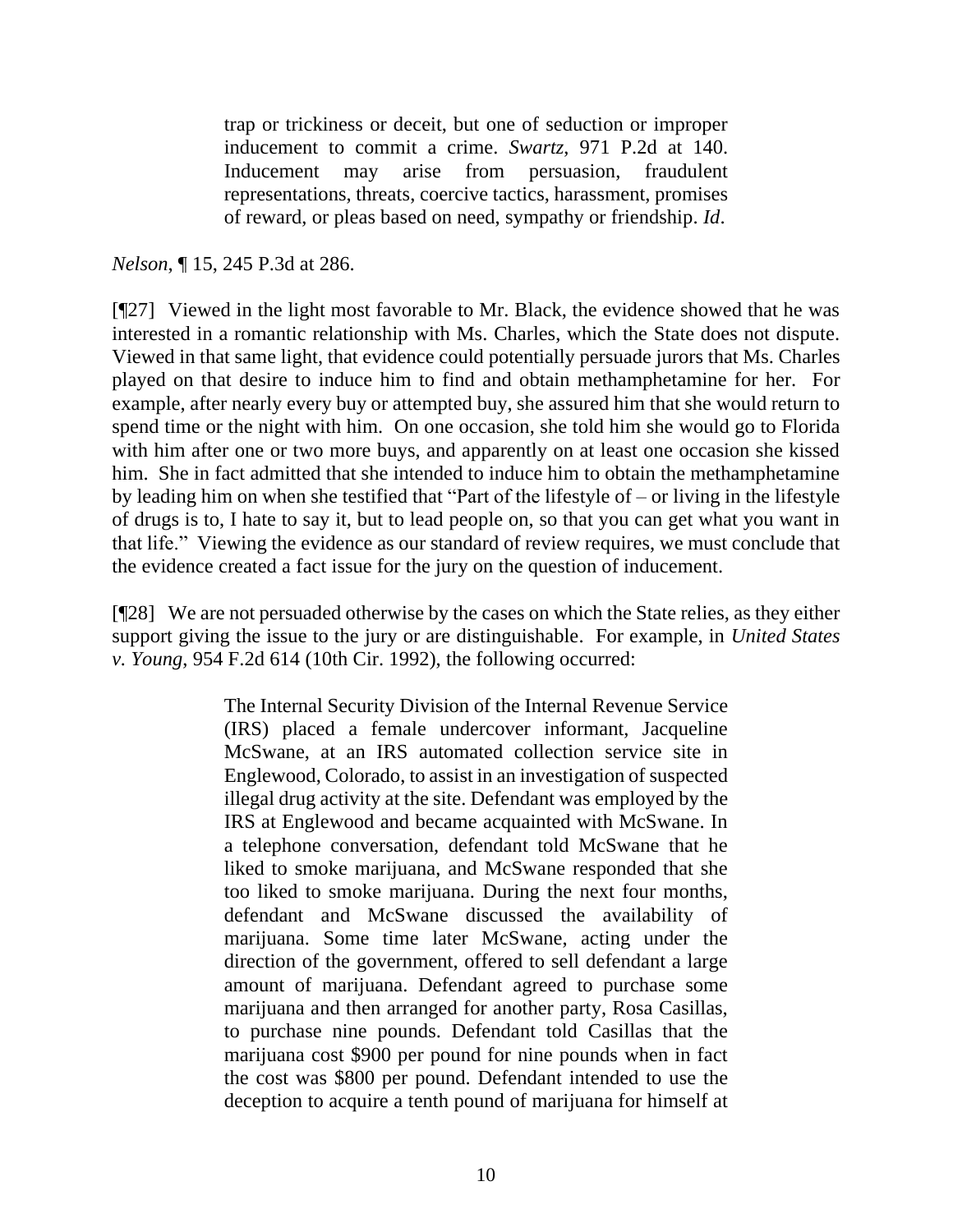> trap or trickiness or deceit, but one of seduction or improper inducement to commit a crime. *Swartz*, 971 P.2d at 140. Inducement may arise from persuasion, fraudulent representations, threats, coercive tactics, harassment, promises of reward, or pleas based on need, sympathy or friendship. *Id*.

*Nelson*, ¶ 15, 245 P.3d at 286.

[¶27] Viewed in the light most favorable to Mr. Black, the evidence showed that he was interested in a romantic relationship with Ms. Charles, which the State does not dispute. Viewed in that same light, that evidence could potentially persuade jurors that Ms. Charles played on that desire to induce him to find and obtain methamphetamine for her. For example, after nearly every buy or attempted buy, she assured him that she would return to spend time or the night with him. On one occasion, she told him she would go to Florida with him after one or two more buys, and apparently on at least one occasion she kissed him. She in fact admitted that she intended to induce him to obtain the methamphetamine by leading him on when she testified that "Part of the lifestyle of – or living in the lifestyle of drugs is to, I hate to say it, but to lead people on, so that you can get what you want in that life." Viewing the evidence as our standard of review requires, we must conclude that the evidence created a fact issue for the jury on the question of inducement.

[¶28] We are not persuaded otherwise by the cases on which the State relies, as they either support giving the issue to the jury or are distinguishable. For example, in *United States v. Young*, 954 F.2d 614 (10th Cir. 1992), the following occurred:

> The Internal Security Division of the Internal Revenue Service (IRS) placed a female undercover informant, Jacqueline McSwane, at an IRS automated collection service site in Englewood, Colorado, to assist in an investigation of suspected illegal drug activity at the site. Defendant was employed by the IRS at Englewood and became acquainted with McSwane. In a telephone conversation, defendant told McSwane that he liked to smoke marijuana, and McSwane responded that she too liked to smoke marijuana. During the next four months, defendant and McSwane discussed the availability of marijuana. Some time later McSwane, acting under the direction of the government, offered to sell defendant a large amount of marijuana. Defendant agreed to purchase some marijuana and then arranged for another party, Rosa Casillas, to purchase nine pounds. Defendant told Casillas that the marijuana cost \$900 per pound for nine pounds when in fact the cost was \$800 per pound. Defendant intended to use the deception to acquire a tenth pound of marijuana for himself at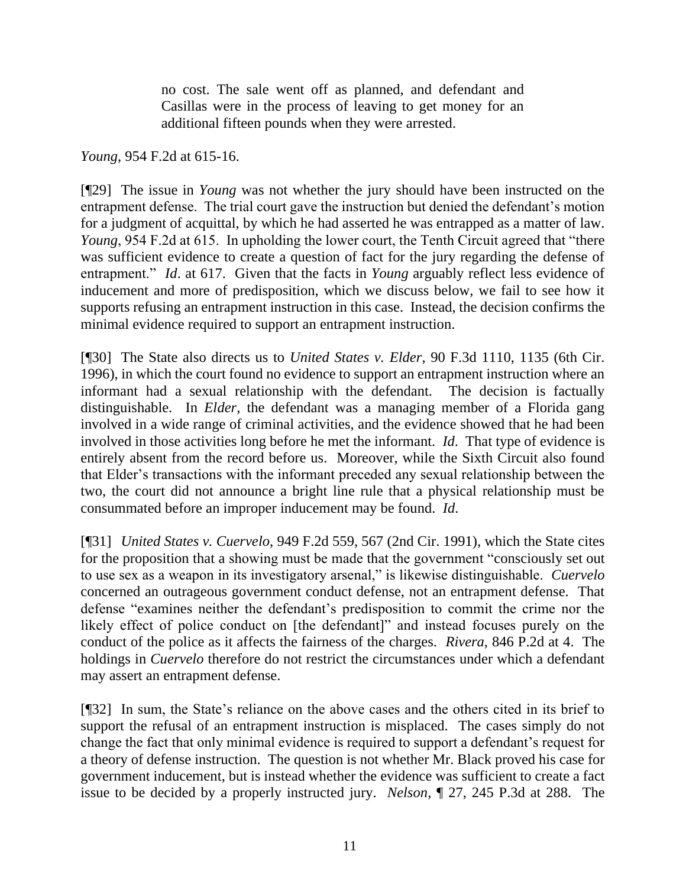> no cost. The sale went off as planned, and defendant and Casillas were in the process of leaving to get money for an additional fifteen pounds when they were arrested.

*Young*, 954 F.2d at 615-16.

[¶29] The issue in *Young* was not whether the jury should have been instructed on the entrapment defense. The trial court gave the instruction but denied the defendant's motion for a judgment of acquittal, by which he had asserted he was entrapped as a matter of law. *Young*, 954 F.2d at 615. In upholding the lower court, the Tenth Circuit agreed that "there was sufficient evidence to create a question of fact for the jury regarding the defense of entrapment." *Id*. at 617. Given that the facts in *Young* arguably reflect less evidence of inducement and more of predisposition, which we discuss below, we fail to see how it supports refusing an entrapment instruction in this case. Instead, the decision confirms the minimal evidence required to support an entrapment instruction.

[¶30] The State also directs us to *United States v. Elder*, 90 F.3d 1110, 1135 (6th Cir. 1996), in which the court found no evidence to support an entrapment instruction where an informant had a sexual relationship with the defendant. The decision is factually distinguishable. In *Elder*, the defendant was a managing member of a Florida gang involved in a wide range of criminal activities, and the evidence showed that he had been involved in those activities long before he met the informant. *Id*. That type of evidence is entirely absent from the record before us. Moreover, while the Sixth Circuit also found that Elder's transactions with the informant preceded any sexual relationship between the two, the court did not announce a bright line rule that a physical relationship must be consummated before an improper inducement may be found. *Id*.

[¶31] *United States v. Cuervelo*, 949 F.2d 559, 567 (2nd Cir. 1991), which the State cites for the proposition that a showing must be made that the government "consciously set out to use sex as a weapon in its investigatory arsenal," is likewise distinguishable. *Cuervelo* concerned an outrageous government conduct defense, not an entrapment defense. That defense "examines neither the defendant's predisposition to commit the crime nor the likely effect of police conduct on [the defendant]" and instead focuses purely on the conduct of the police as it affects the fairness of the charges. *Rivera*, 846 P.2d at 4. The holdings in *Cuervelo* therefore do not restrict the circumstances under which a defendant may assert an entrapment defense.

[¶32] In sum, the State's reliance on the above cases and the others cited in its brief to support the refusal of an entrapment instruction is misplaced. The cases simply do not change the fact that only minimal evidence is required to support a defendant's request for a theory of defense instruction. The question is not whether Mr. Black proved his case for government inducement, but is instead whether the evidence was sufficient to create a fact issue to be decided by a properly instructed jury. *Nelson*, ¶ 27, 245 P.3d at 288. The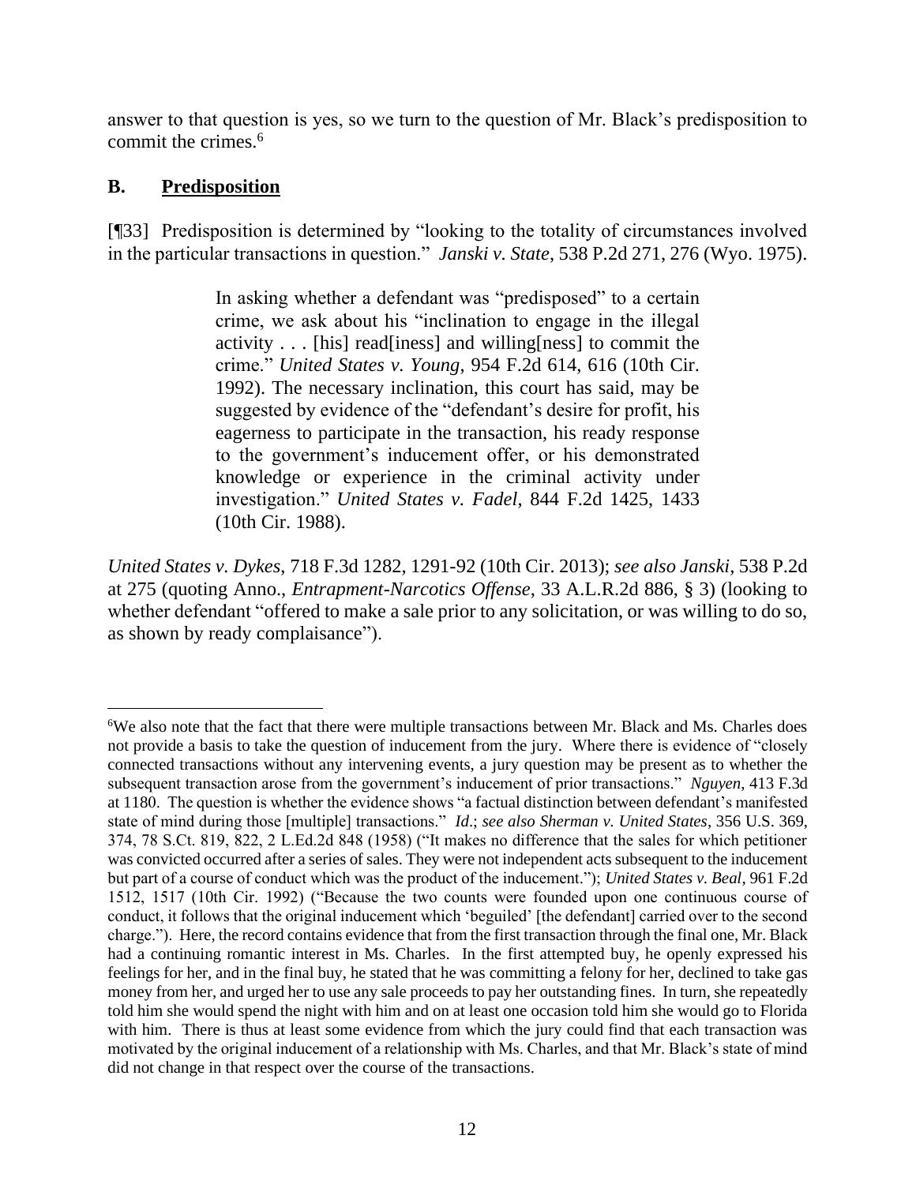answer to that question is yes, so we turn to the question of Mr. Black's predisposition to commit the crimes.[6]

## B. Predisposition

[¶33] Predisposition is determined by "looking to the totality of circumstances involved in the particular transactions in question." *Janski v. State*, 538 P.2d 271, 276 (Wyo. 1975).

> In asking whether a defendant was "predisposed" to a certain crime, we ask about his "inclination to engage in the illegal activity . . . [his] read[iness] and willing[ness] to commit the crime." *United States v. Young*, 954 F.2d 614, 616 (10th Cir. 1992). The necessary inclination, this court has said, may be suggested by evidence of the "defendant's desire for profit, his eagerness to participate in the transaction, his ready response to the government's inducement offer, or his demonstrated knowledge or experience in the criminal activity under investigation." *United States v. Fadel*, 844 F.2d 1425, 1433 (10th Cir. 1988).

*United States v. Dykes*, 718 F.3d 1282, 1291-92 (10th Cir. 2013); *see also Janski*, 538 P.2d at 275 (quoting Anno., *Entrapment-Narcotics Offense*, 33 A.L.R.2d 886, § 3) (looking to whether defendant "offered to make a sale prior to any solicitation, or was willing to do so, as shown by ready complaisance").

---

[6]We also note that the fact that there were multiple transactions between Mr. Black and Ms. Charles does not provide a basis to take the question of inducement from the jury. Where there is evidence of "closely connected transactions without any intervening events, a jury question may be present as to whether the subsequent transaction arose from the government's inducement of prior transactions." *Nguyen*, 413 F.3d at 1180. The question is whether the evidence shows "a factual distinction between defendant's manifested state of mind during those [multiple] transactions." *Id*.; *see also Sherman v. United States*, 356 U.S. 369, 374, 78 S.Ct. 819, 822, 2 L.Ed.2d 848 (1958) ("It makes no difference that the sales for which petitioner was convicted occurred after a series of sales. They were not independent acts subsequent to the inducement but part of a course of conduct which was the product of the inducement."); *United States v. Beal*, 961 F.2d 1512, 1517 (10th Cir. 1992) ("Because the two counts were founded upon one continuous course of conduct, it follows that the original inducement which 'beguiled' [the defendant] carried over to the second charge."). Here, the record contains evidence that from the first transaction through the final one, Mr. Black had a continuing romantic interest in Ms. Charles. In the first attempted buy, he openly expressed his feelings for her, and in the final buy, he stated that he was committing a felony for her, declined to take gas money from her, and urged her to use any sale proceeds to pay her outstanding fines. In turn, she repeatedly told him she would spend the night with him and on at least one occasion told him she would go to Florida with him. There is thus at least some evidence from which the jury could find that each transaction was motivated by the original inducement of a relationship with Ms. Charles, and that Mr. Black's state of mind did not change in that respect over the course of the transactions.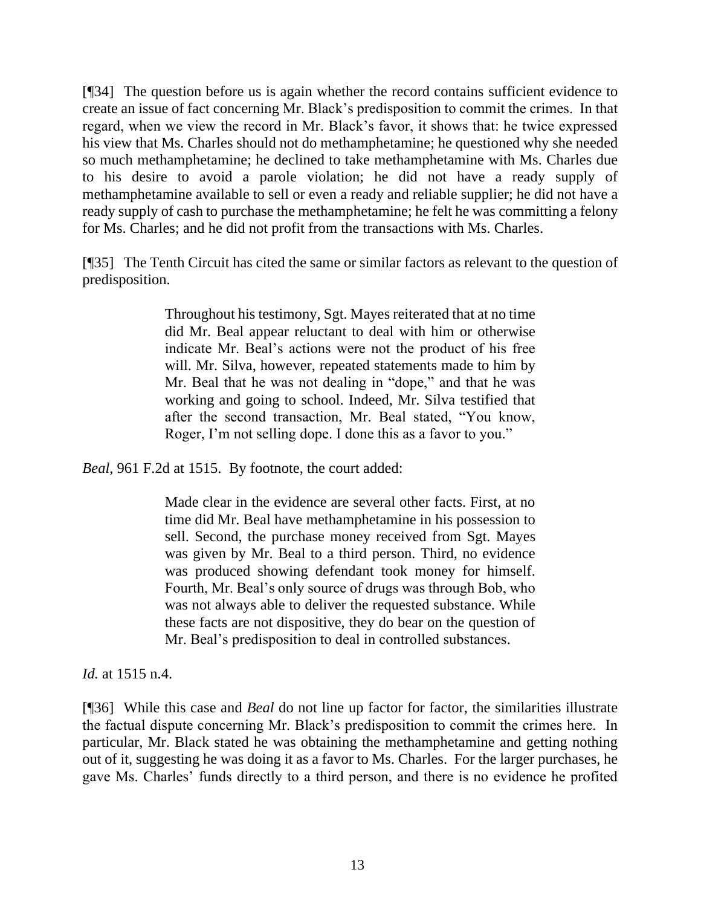[¶34] The question before us is again whether the record contains sufficient evidence to create an issue of fact concerning Mr. Black's predisposition to commit the crimes. In that regard, when we view the record in Mr. Black's favor, it shows that: he twice expressed his view that Ms. Charles should not do methamphetamine; he questioned why she needed so much methamphetamine; he declined to take methamphetamine with Ms. Charles due to his desire to avoid a parole violation; he did not have a ready supply of methamphetamine available to sell or even a ready and reliable supplier; he did not have a ready supply of cash to purchase the methamphetamine; he felt he was committing a felony for Ms. Charles; and he did not profit from the transactions with Ms. Charles.

[¶35] The Tenth Circuit has cited the same or similar factors as relevant to the question of predisposition.

> Throughout his testimony, Sgt. Mayes reiterated that at no time did Mr. Beal appear reluctant to deal with him or otherwise indicate Mr. Beal's actions were not the product of his free will. Mr. Silva, however, repeated statements made to him by Mr. Beal that he was not dealing in "dope," and that he was working and going to school. Indeed, Mr. Silva testified that after the second transaction, Mr. Beal stated, "You know, Roger, I'm not selling dope. I done this as a favor to you."

*Beal*, 961 F.2d at 1515. By footnote, the court added:

> Made clear in the evidence are several other facts. First, at no time did Mr. Beal have methamphetamine in his possession to sell. Second, the purchase money received from Sgt. Mayes was given by Mr. Beal to a third person. Third, no evidence was produced showing defendant took money for himself. Fourth, Mr. Beal's only source of drugs was through Bob, who was not always able to deliver the requested substance. While these facts are not dispositive, they do bear on the question of Mr. Beal's predisposition to deal in controlled substances.

*Id.* at 1515 n.4.

[¶36] While this case and *Beal* do not line up factor for factor, the similarities illustrate the factual dispute concerning Mr. Black's predisposition to commit the crimes here. In particular, Mr. Black stated he was obtaining the methamphetamine and getting nothing out of it, suggesting he was doing it as a favor to Ms. Charles. For the larger purchases, he gave Ms. Charles' funds directly to a third person, and there is no evidence he profited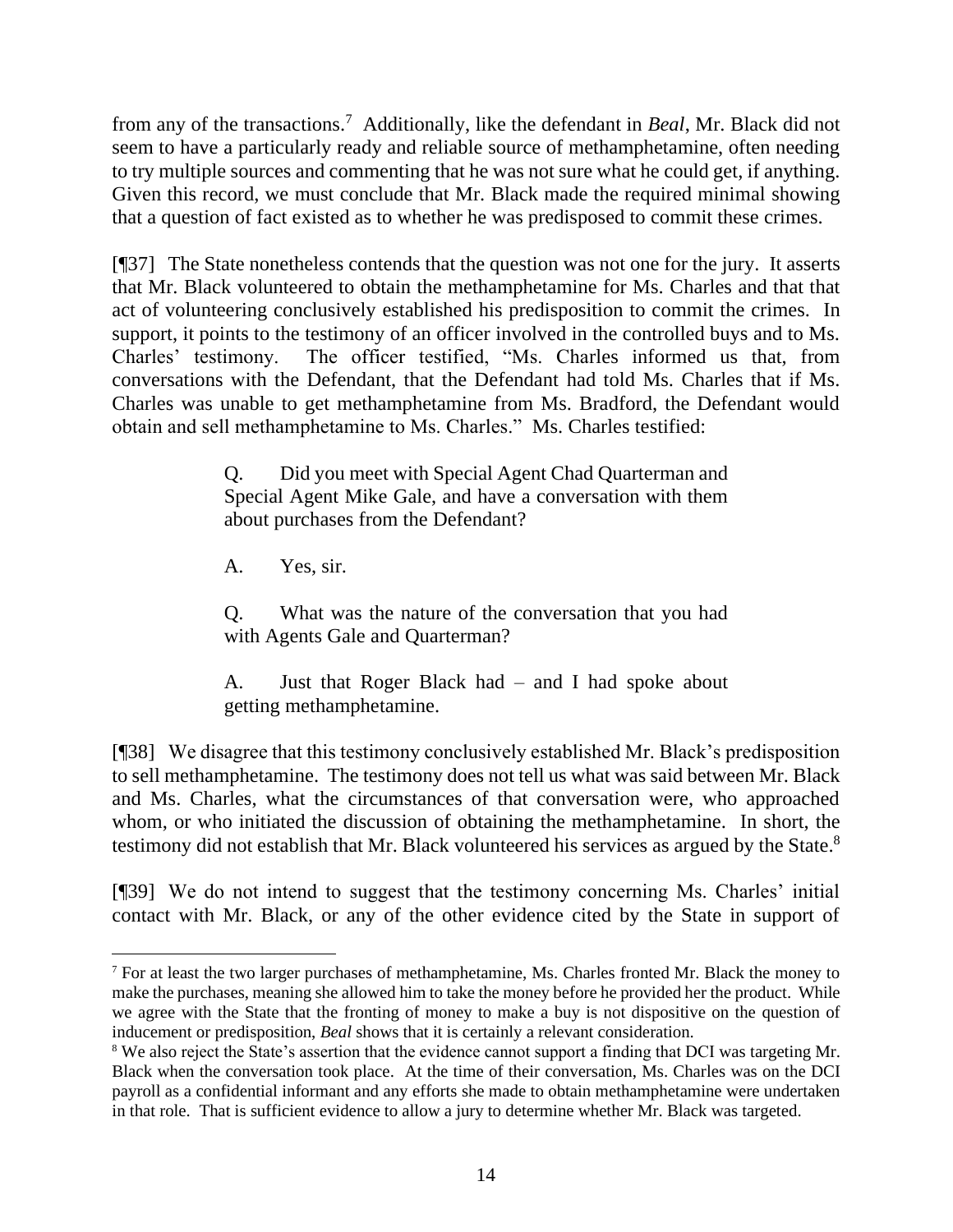from any of the transactions.[7] Additionally, like the defendant in *Beal*, Mr. Black did not seem to have a particularly ready and reliable source of methamphetamine, often needing to try multiple sources and commenting that he was not sure what he could get, if anything. Given this record, we must conclude that Mr. Black made the required minimal showing that a question of fact existed as to whether he was predisposed to commit these crimes.

[¶37] The State nonetheless contends that the question was not one for the jury. It asserts that Mr. Black volunteered to obtain the methamphetamine for Ms. Charles and that that act of volunteering conclusively established his predisposition to commit the crimes. In support, it points to the testimony of an officer involved in the controlled buys and to Ms. Charles' testimony. The officer testified, "Ms. Charles informed us that, from conversations with the Defendant, that the Defendant had told Ms. Charles that if Ms. Charles was unable to get methamphetamine from Ms. Bradford, the Defendant would obtain and sell methamphetamine to Ms. Charles." Ms. Charles testified:

> Q. Did you meet with Special Agent Chad Quarterman and Special Agent Mike Gale, and have a conversation with them about purchases from the Defendant?
>
> A. Yes, sir.
>
> Q. What was the nature of the conversation that you had with Agents Gale and Quarterman?
>
> A. Just that Roger Black had – and I had spoke about getting methamphetamine.

[¶38] We disagree that this testimony conclusively established Mr. Black's predisposition to sell methamphetamine. The testimony does not tell us what was said between Mr. Black and Ms. Charles, what the circumstances of that conversation were, who approached whom, or who initiated the discussion of obtaining the methamphetamine. In short, the testimony did not establish that Mr. Black volunteered his services as argued by the State.[8]

[¶39] We do not intend to suggest that the testimony concerning Ms. Charles' initial contact with Mr. Black, or any of the other evidence cited by the State in support of

---

[7] For at least the two larger purchases of methamphetamine, Ms. Charles fronted Mr. Black the money to make the purchases, meaning she allowed him to take the money before he provided her the product. While we agree with the State that the fronting of money to make a buy is not dispositive on the question of inducement or predisposition, *Beal* shows that it is certainly a relevant consideration.

[8] We also reject the State's assertion that the evidence cannot support a finding that DCI was targeting Mr. Black when the conversation took place. At the time of their conversation, Ms. Charles was on the DCI payroll as a confidential informant and any efforts she made to obtain methamphetamine were undertaken in that role. That is sufficient evidence to allow a jury to determine whether Mr. Black was targeted.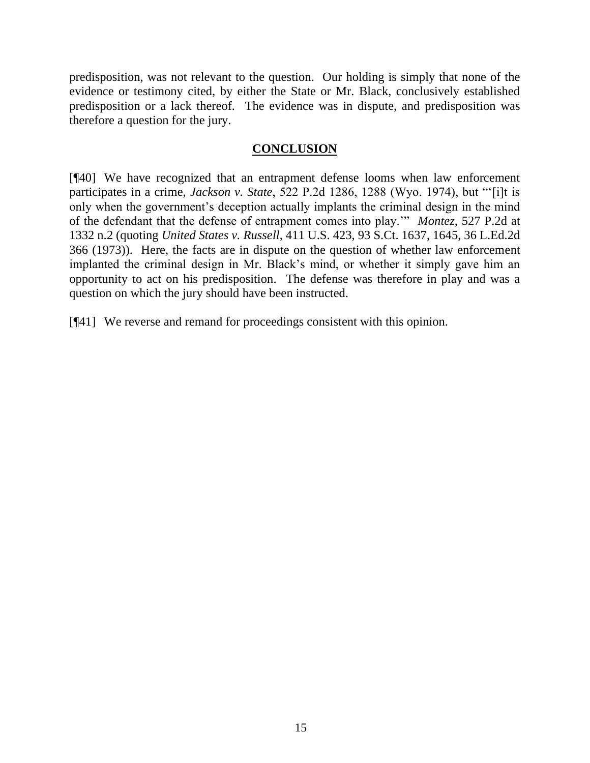predisposition, was not relevant to the question. Our holding is simply that none of the evidence or testimony cited, by either the State or Mr. Black, conclusively established predisposition or a lack thereof. The evidence was in dispute, and predisposition was therefore a question for the jury.

## CONCLUSION

[¶40] We have recognized that an entrapment defense looms when law enforcement participates in a crime, *Jackson v. State*, 522 P.2d 1286, 1288 (Wyo. 1974), but "'[i]t is only when the government's deception actually implants the criminal design in the mind of the defendant that the defense of entrapment comes into play.'" *Montez*, 527 P.2d at 1332 n.2 (quoting *United States v. Russell*, 411 U.S. 423, 93 S.Ct. 1637, 1645, 36 L.Ed.2d 366 (1973)). Here, the facts are in dispute on the question of whether law enforcement implanted the criminal design in Mr. Black's mind, or whether it simply gave him an opportunity to act on his predisposition. The defense was therefore in play and was a question on which the jury should have been instructed.

[¶41] We reverse and remand for proceedings consistent with this opinion.